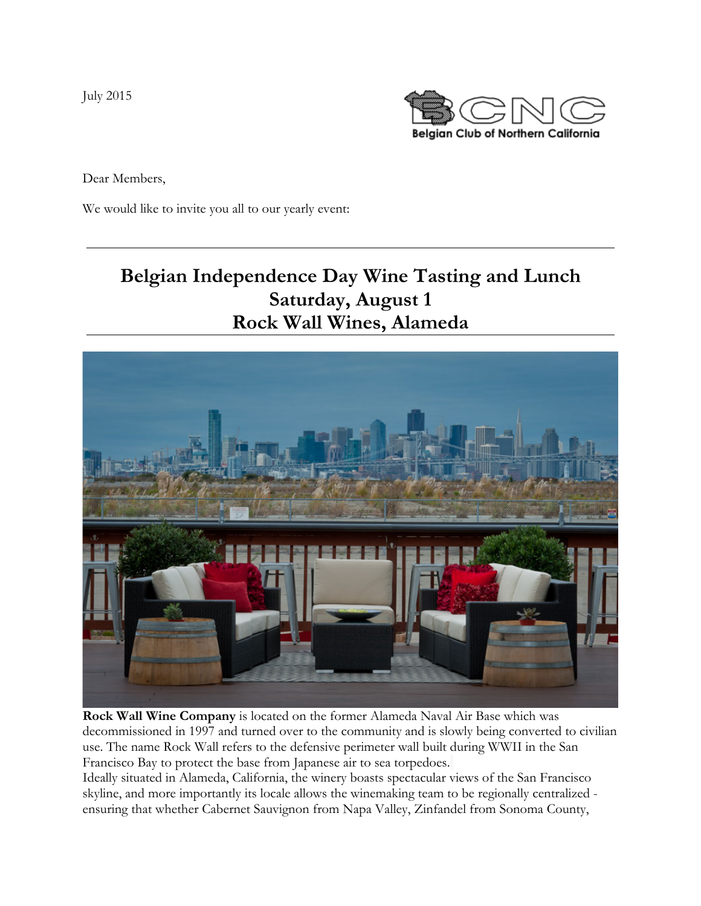July 2015

Belgian Club of Northern California

Dear Members,

We would like to invite you all to our yearly event:

---

# Belgian Independence Day Wine Tasting and Lunch
## Saturday, August 1
## Rock Wall Wines, Alameda

---

**Rock Wall Wine Company** is located on the former Alameda Naval Air Base which was decommissioned in 1997 and turned over to the community and is slowly being converted to civilian use. The name Rock Wall refers to the defensive perimeter wall built during WWII in the San Francisco Bay to protect the base from Japanese air to sea torpedoes.

Ideally situated in Alameda, California, the winery boasts spectacular views of the San Francisco skyline, and more importantly its locale allows the winemaking team to be regionally centralized - ensuring that whether Cabernet Sauvignon from Napa Valley, Zinfandel from Sonoma County,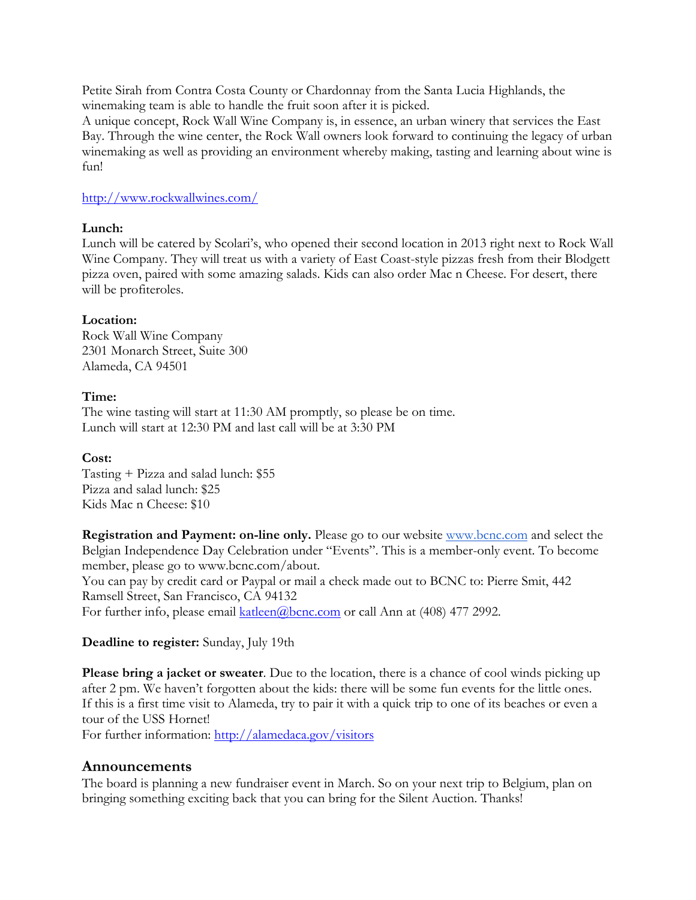Petite Sirah from Contra Costa County or Chardonnay from the Santa Lucia Highlands, the winemaking team is able to handle the fruit soon after it is picked.
A unique concept, Rock Wall Wine Company is, in essence, an urban winery that services the East Bay. Through the wine center, the Rock Wall owners look forward to continuing the legacy of urban winemaking as well as providing an environment whereby making, tasting and learning about wine is fun!

http://www.rockwallwines.com/

**Lunch:**
Lunch will be catered by Scolari's, who opened their second location in 2013 right next to Rock Wall Wine Company. They will treat us with a variety of East Coast-style pizzas fresh from their Blodgett pizza oven, paired with some amazing salads. Kids can also order Mac n Cheese. For desert, there will be profiteroles.

**Location:**
Rock Wall Wine Company
2301 Monarch Street, Suite 300
Alameda, CA 94501

**Time:**
The wine tasting will start at 11:30 AM promptly, so please be on time.
Lunch will start at 12:30 PM and last call will be at 3:30 PM

**Cost:**
Tasting + Pizza and salad lunch: $55
Pizza and salad lunch: $25
Kids Mac n Cheese: $10

**Registration and Payment: on-line only.** Please go to our website www.bcnc.com and select the Belgian Independence Day Celebration under "Events". This is a member-only event. To become member, please go to www.bcnc.com/about.
You can pay by credit card or Paypal or mail a check made out to BCNC to: Pierre Smit, 442 Ramsell Street, San Francisco, CA 94132
For further info, please email katleen@bcnc.com or call Ann at (408) 477 2992.

**Deadline to register:** Sunday, July 19th

**Please bring a jacket or sweater**. Due to the location, there is a chance of cool winds picking up after 2 pm. We haven't forgotten about the kids: there will be some fun events for the little ones. If this is a first time visit to Alameda, try to pair it with a quick trip to one of its beaches or even a tour of the USS Hornet!
For further information: http://alamedaca.gov/visitors

## Announcements

The board is planning a new fundraiser event in March. So on your next trip to Belgium, plan on bringing something exciting back that you can bring for the Silent Auction. Thanks!